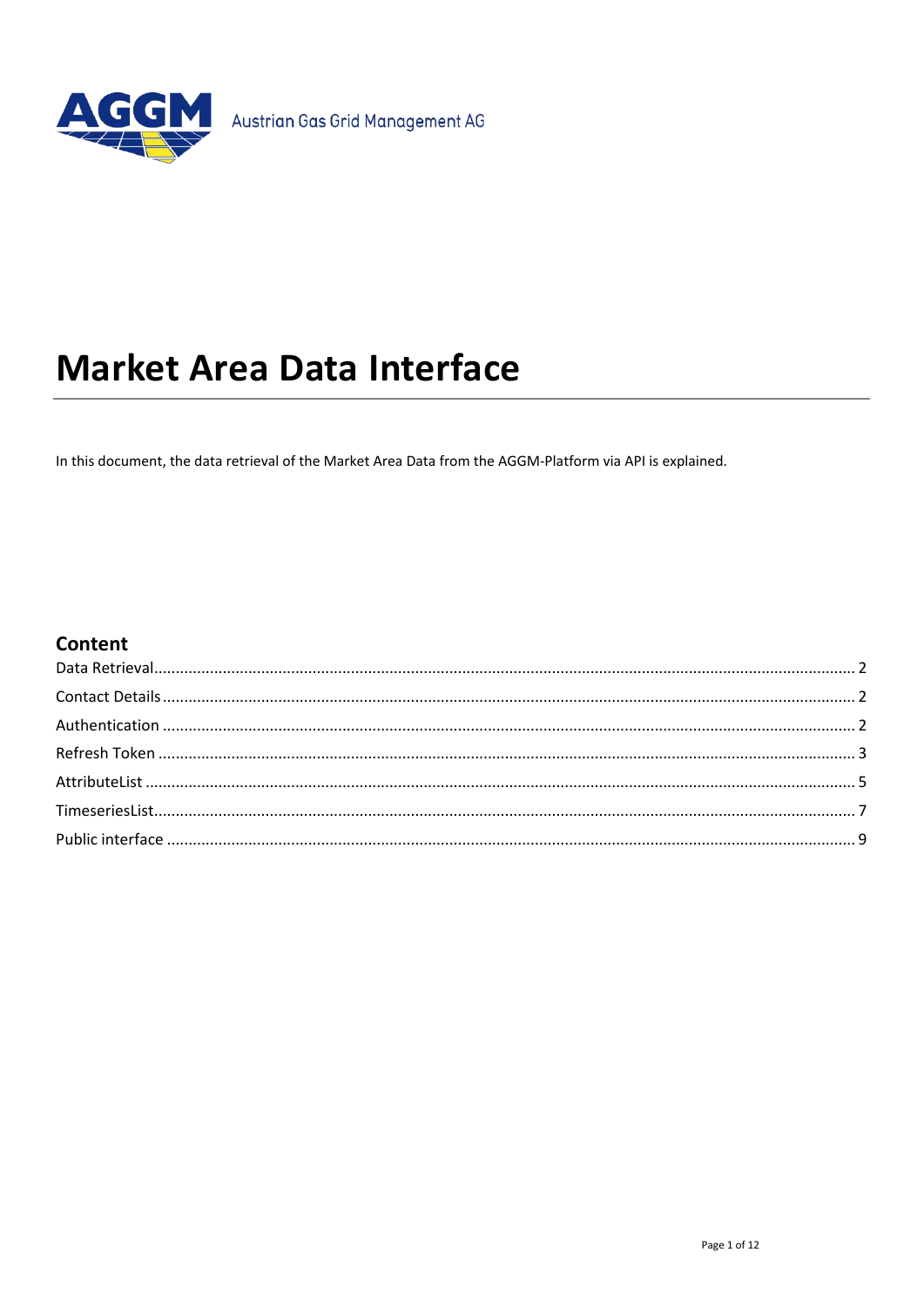Austrian Gas Grid Management AG

# Market Area Data Interface

In this document, the data retrieval of the Market Area Data from the AGGM-Platform via API is explained.

## Content

Data Retrieval ..... 2

Contact Details ..... 2

Authentication ..... 2

Refresh Token ..... 3

AttributeList ..... 5

TimeseriesList ..... 7

Public interface ..... 9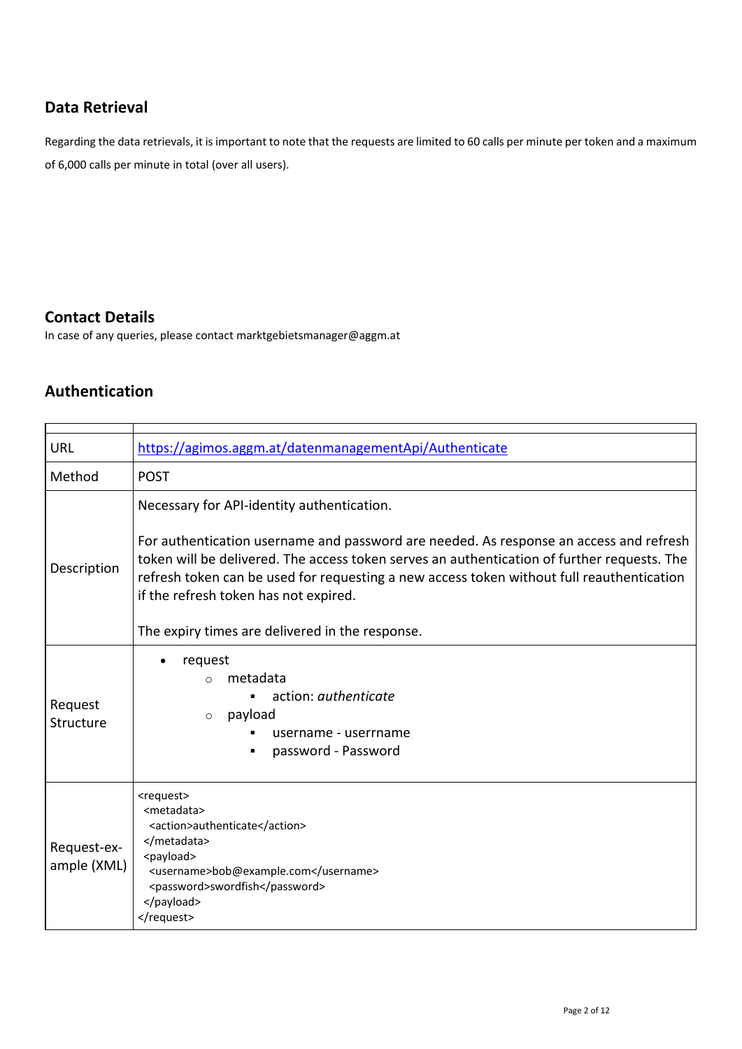## Data Retrieval

Regarding the data retrievals, it is important to note that the requests are limited to 60 calls per minute per token and a maximum of 6,000 calls per minute in total (over all users).

## Contact Details

In case of any queries, please contact marktgebietsmanager@aggm.at

## Authentication

| | |
|---|---|
| URL | https://agimos.aggm.at/datenmanagementApi/Authenticate |
| Method | POST |
| Description | Necessary for API-identity authentication.<br><br>For authentication username and password are needed. As response an access and refresh token will be delivered. The access token serves an authentication of further requests. The refresh token can be used for requesting a new access token without full reauthentication if the refresh token has not expired.<br><br>The expiry times are delivered in the response. |
| Request Structure | • request<br>&nbsp;&nbsp;&nbsp;&nbsp;○ metadata<br>&nbsp;&nbsp;&nbsp;&nbsp;&nbsp;&nbsp;&nbsp;&nbsp;▪ action: *authenticate*<br>&nbsp;&nbsp;&nbsp;&nbsp;○ payload<br>&nbsp;&nbsp;&nbsp;&nbsp;&nbsp;&nbsp;&nbsp;&nbsp;▪ username - userrname<br>&nbsp;&nbsp;&nbsp;&nbsp;&nbsp;&nbsp;&nbsp;&nbsp;▪ password - Password |
| Request-example (XML) | `<request>`<br>&nbsp;`<metadata>`<br>&nbsp;&nbsp;`<action>authenticate</action>`<br>&nbsp;`</metadata>`<br>&nbsp;`<payload>`<br>&nbsp;&nbsp;`<username>bob@example.com</username>`<br>&nbsp;&nbsp;`<password>swordfish</password>`<br>&nbsp;`</payload>`<br>`</request>` |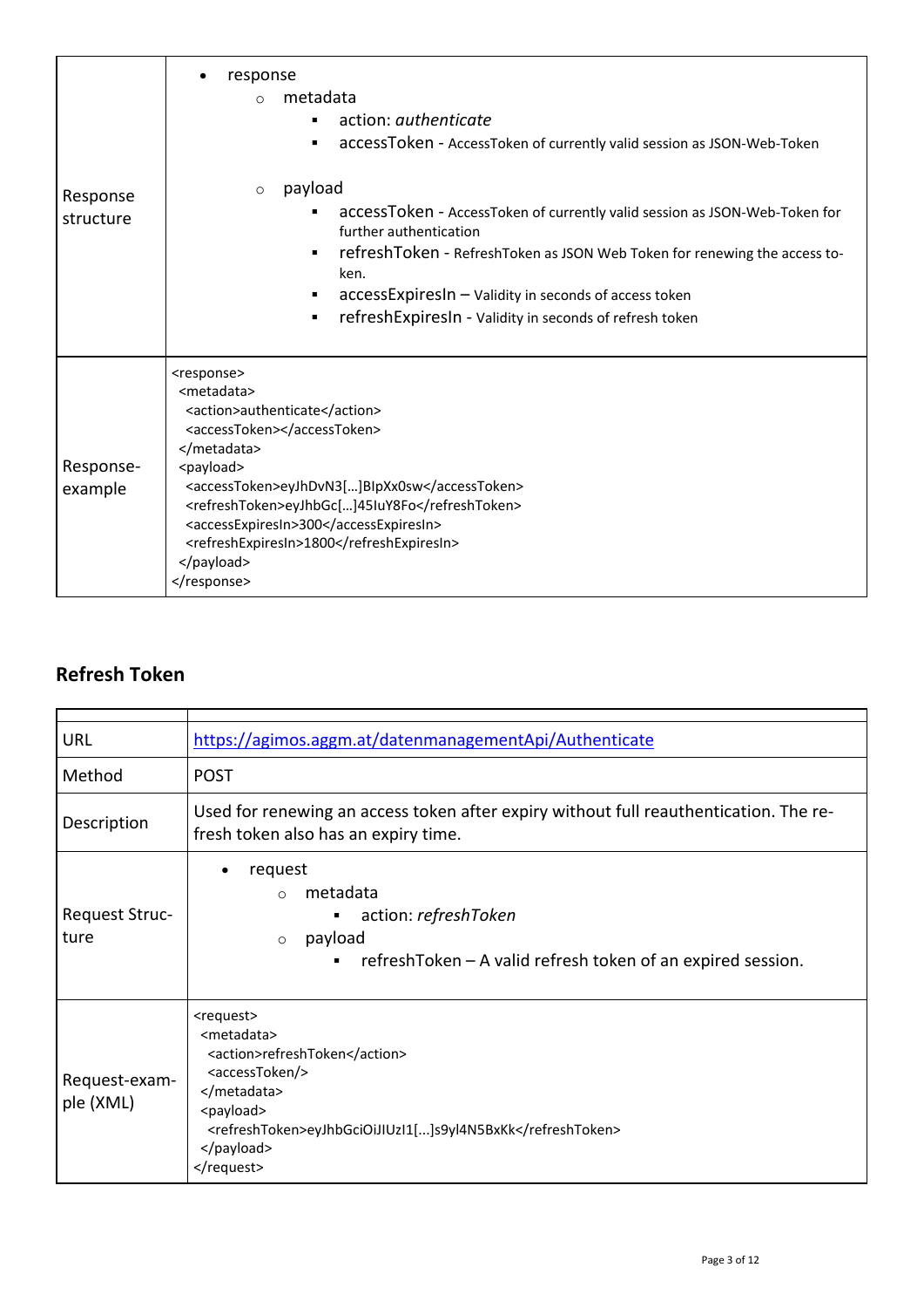| | |
|---|---|
| Response structure | • response<br>  ○ metadata<br>    ▪ action: *authenticate*<br>    ▪ accessToken - AccessToken of currently valid session as JSON-Web-Token<br>  ○ payload<br>    ▪ accessToken - AccessToken of currently valid session as JSON-Web-Token for further authentication<br>    ▪ refreshToken - RefreshToken as JSON Web Token for renewing the access token.<br>    ▪ accessExpiresIn – Validity in seconds of access token<br>    ▪ refreshExpiresIn - Validity in seconds of refresh token |
| Response-example | `<response>`<br>` <metadata>`<br>`  <action>authenticate</action>`<br>`  <accessToken></accessToken>`<br>` </metadata>`<br>` <payload>`<br>`  <accessToken>eyJhDvN3[…]BIpXx0sw</accessToken>`<br>`  <refreshToken>eyJhbGc[…]45IuY8Fo</refreshToken>`<br>`  <accessExpiresIn>300</accessExpiresIn>`<br>`  <refreshExpiresIn>1800</refreshExpiresIn>`<br>` </payload>`<br>`</response>` |

## Refresh Token

| | |
|---|---|
| URL | https://agimos.aggm.at/datenmanagementApi/Authenticate |
| Method | POST |
| Description | Used for renewing an access token after expiry without full reauthentication. The refresh token also has an expiry time. |
| Request Structure | • request<br>  ○ metadata<br>    ▪ action: *refreshToken*<br>  ○ payload<br>    ▪ refreshToken – A valid refresh token of an expired session. |
| Request-example (XML) | `<request>`<br>` <metadata>`<br>`  <action>refreshToken</action>`<br>`  <accessToken/>`<br>` </metadata>`<br>` <payload>`<br>`  <refreshToken>eyJhbGciOiJIUzI1[...]s9yl4N5BxKk</refreshToken>`<br>` </payload>`<br>`</request>` |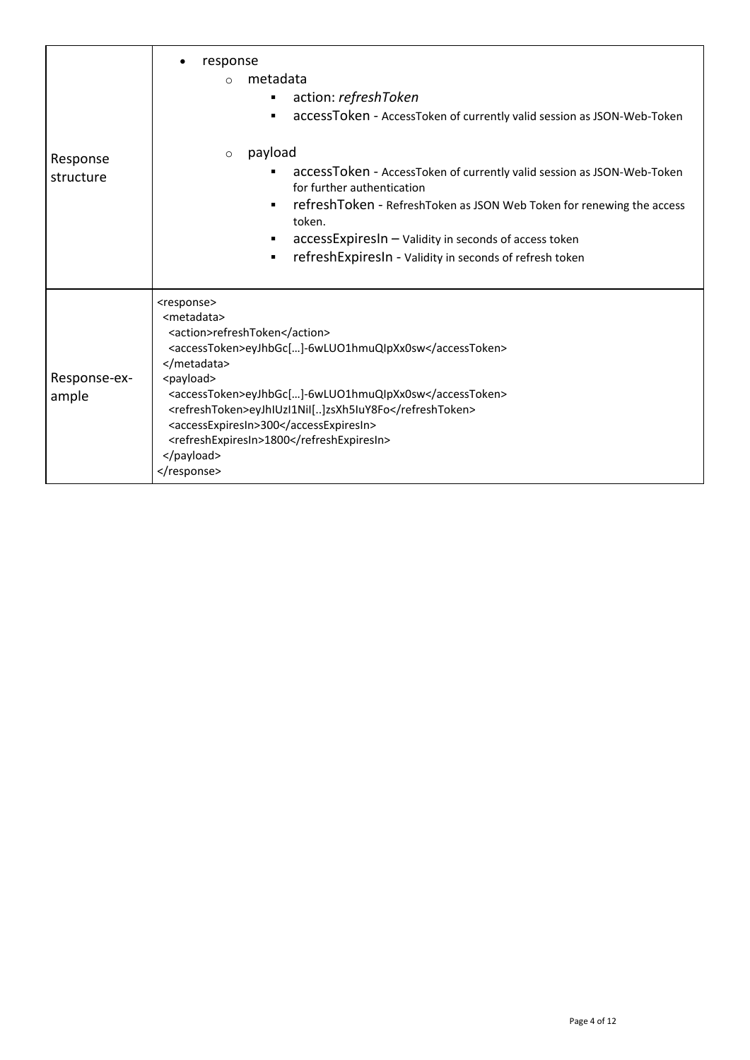| | |
|---|---|
| Response structure | • response<br>&nbsp;&nbsp;&nbsp;&nbsp;○ metadata<br>&nbsp;&nbsp;&nbsp;&nbsp;&nbsp;&nbsp;&nbsp;&nbsp;▪ action: *refreshToken*<br>&nbsp;&nbsp;&nbsp;&nbsp;&nbsp;&nbsp;&nbsp;&nbsp;▪ accessToken - AccessToken of currently valid session as JSON-Web-Token<br>&nbsp;&nbsp;&nbsp;&nbsp;○ payload<br>&nbsp;&nbsp;&nbsp;&nbsp;&nbsp;&nbsp;&nbsp;&nbsp;▪ accessToken - AccessToken of currently valid session as JSON-Web-Token for further authentication<br>&nbsp;&nbsp;&nbsp;&nbsp;&nbsp;&nbsp;&nbsp;&nbsp;▪ refreshToken - RefreshToken as JSON Web Token for renewing the access token.<br>&nbsp;&nbsp;&nbsp;&nbsp;&nbsp;&nbsp;&nbsp;&nbsp;▪ accessExpiresIn – Validity in seconds of access token<br>&nbsp;&nbsp;&nbsp;&nbsp;&nbsp;&nbsp;&nbsp;&nbsp;▪ refreshExpiresIn - Validity in seconds of refresh token |
| Response-example | `<response>`<br>&nbsp;`<metadata>`<br>&nbsp;&nbsp;`<action>refreshToken</action>`<br>&nbsp;&nbsp;`<accessToken>eyJhbGc[…]-6wLUO1hmuQIpXx0sw</accessToken>`<br>&nbsp;`</metadata>`<br>&nbsp;`<payload>`<br>&nbsp;&nbsp;`<accessToken>eyJhbGc[…]-6wLUO1hmuQIpXx0sw</accessToken>`<br>&nbsp;&nbsp;`<refreshToken>eyJhIUzI1NiI[..]zsXh5IuY8Fo</refreshToken>`<br>&nbsp;&nbsp;`<accessExpiresIn>300</accessExpiresIn>`<br>&nbsp;&nbsp;`<refreshExpiresIn>1800</refreshExpiresIn>`<br>&nbsp;`</payload>`<br>`</response>` |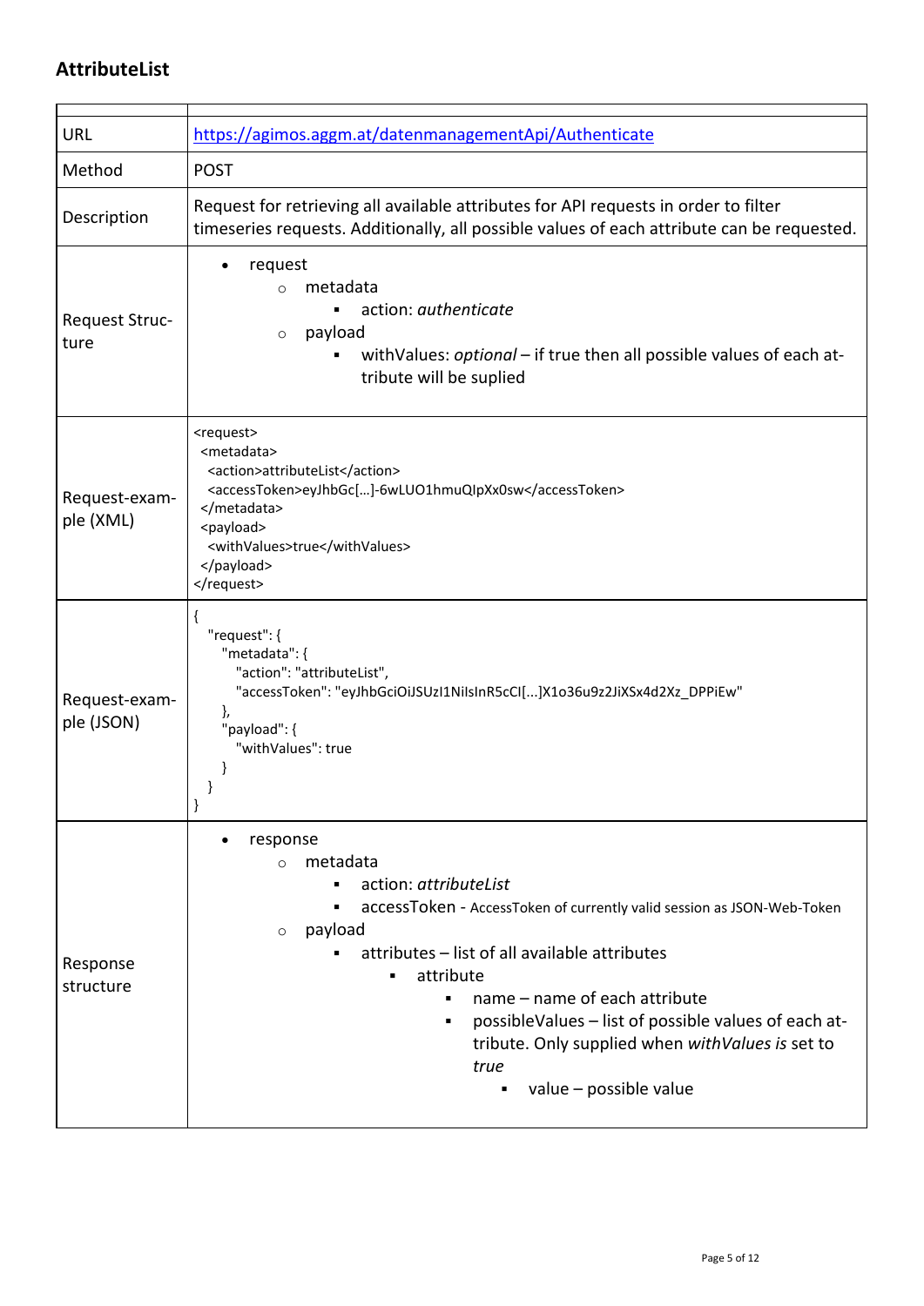## AttributeList

| | |
|---|---|
| URL | https://agimos.aggm.at/datenmanagementApi/Authenticate |
| Method | POST |
| Description | Request for retrieving all available attributes for API requests in order to filter timeseries requests. Additionally, all possible values of each attribute can be requested. |
| Request Structure | <ul><li>request<ul><li>metadata<ul><li>action: *authenticate*</li></ul></li><li>payload<ul><li>withValues: *optional* – if true then all possible values of each attribute will be suplied</li></ul></li></ul></li></ul> |
| Request-example (XML) | `<request>`<br>` <metadata>`<br>`  <action>attributeList</action>`<br>`  <accessToken>eyJhbGc[…]-6wLUO1hmuQIpXx0sw</accessToken>`<br>` </metadata>`<br>` <payload>`<br>`  <withValues>true</withValues>`<br>` </payload>`<br>`</request>` |
| Request-example (JSON) | `{`<br>`  "request": {`<br>`    "metadata": {`<br>`      "action": "attributeList",`<br>`      "accessToken": "eyJhbGciOiJSUzI1NiIsInR5cCI[...]X1o36u9z2JiXSx4d2Xz_DPPiEw"`<br>`    },`<br>`    "payload": {`<br>`      "withValues": true`<br>`    }`<br>`  }`<br>`}` |
| Response structure | <ul><li>response<ul><li>metadata<ul><li>action: *attributeList*</li><li>accessToken - AccessToken of currently valid session as JSON-Web-Token</li></ul></li><li>payload<ul><li>attributes – list of all available attributes<ul><li>attribute<ul><li>name – name of each attribute</li><li>possibleValues – list of possible values of each attribute. Only supplied when *withValues is* set to *true*<ul><li>value – possible value</li></ul></li></ul></li></ul></li></ul></li></ul></li></ul> |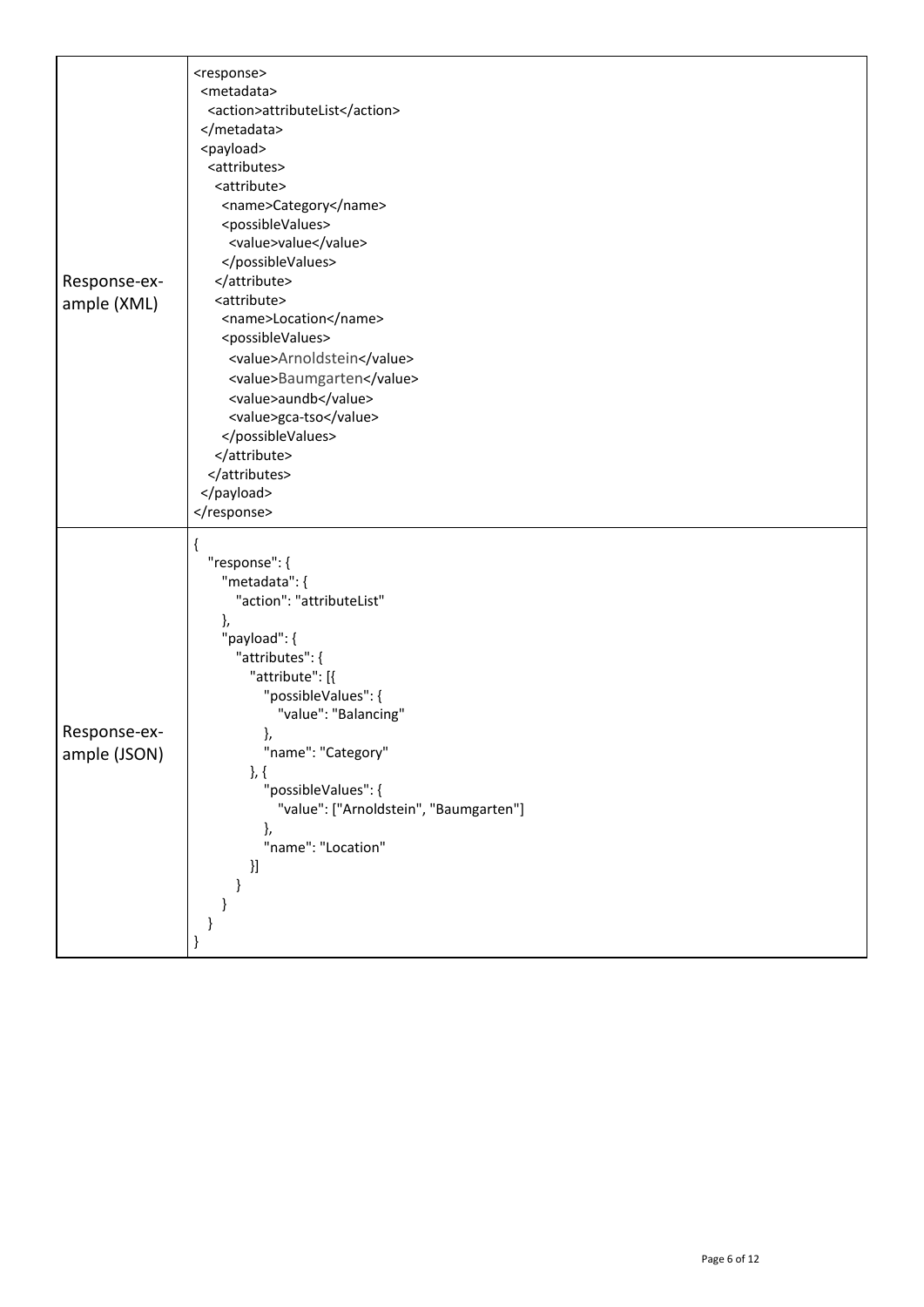<table>
<tr>
<td>Response-example (XML)</td>
<td>
<pre>
&lt;response&gt;
 &lt;metadata&gt;
  &lt;action&gt;attributeList&lt;/action&gt;
 &lt;/metadata&gt;
 &lt;payload&gt;
  &lt;attributes&gt;
   &lt;attribute&gt;
    &lt;name&gt;Category&lt;/name&gt;
    &lt;possibleValues&gt;
     &lt;value&gt;value&lt;/value&gt;
    &lt;/possibleValues&gt;
   &lt;/attribute&gt;
   &lt;attribute&gt;
    &lt;name&gt;Location&lt;/name&gt;
    &lt;possibleValues&gt;
     &lt;value&gt;Arnoldstein&lt;/value&gt;
     &lt;value&gt;Baumgarten&lt;/value&gt;
     &lt;value&gt;aundb&lt;/value&gt;
     &lt;value&gt;gca-tso&lt;/value&gt;
    &lt;/possibleValues&gt;
   &lt;/attribute&gt;
  &lt;/attributes&gt;
 &lt;/payload&gt;
&lt;/response&gt;
</pre>
</td>
</tr>
<tr>
<td>Response-example (JSON)</td>
<td>
<pre>
{
  "response": {
    "metadata": {
      "action": "attributeList"
    },
    "payload": {
      "attributes": {
        "attribute": [{
          "possibleValues": {
            "value": "Balancing"
          },
          "name": "Category"
        }, {
          "possibleValues": {
            "value": ["Arnoldstein", "Baumgarten"]
          },
          "name": "Location"
        }]
      }
    }
  }
}
</pre>
</td>
</tr>
</table>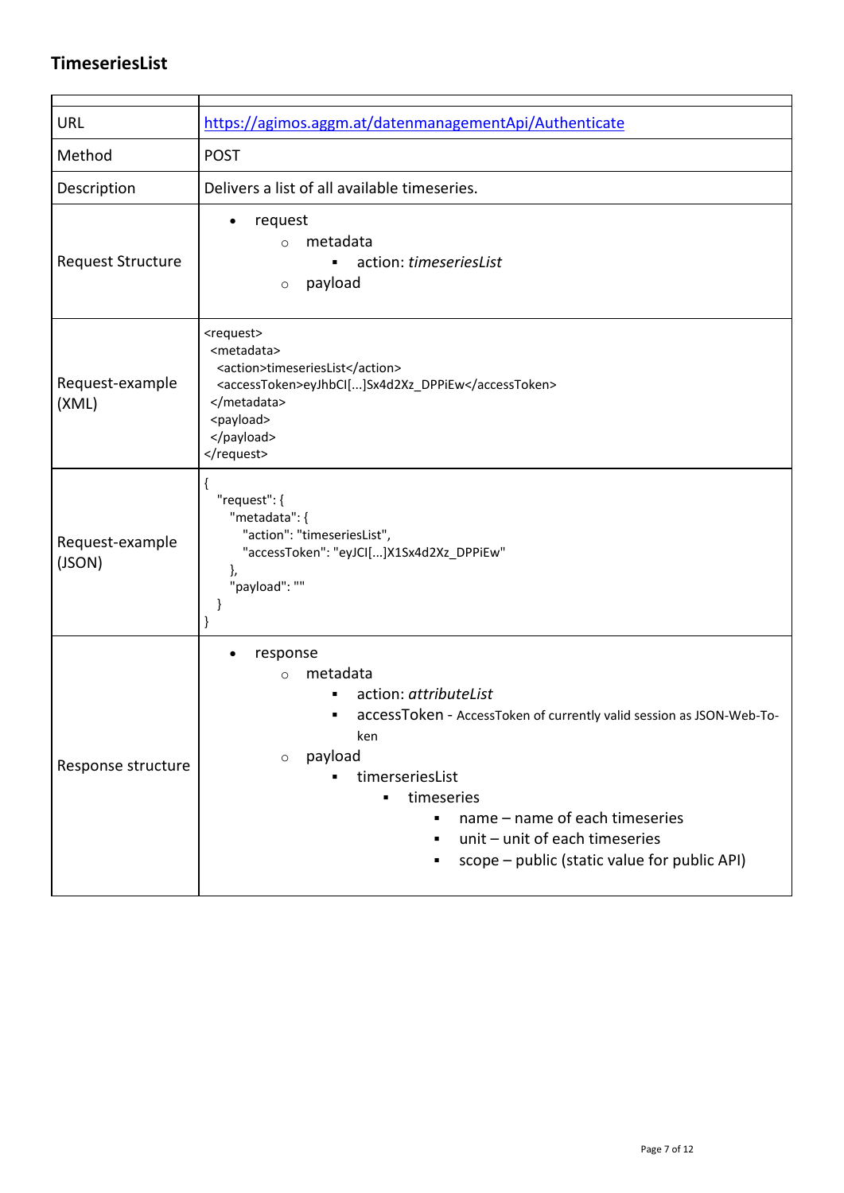## TimeseriesList

| | |
|---|---|
| URL | https://agimos.aggm.at/datenmanagementApi/Authenticate |
| Method | POST |
| Description | Delivers a list of all available timeseries. |
| Request Structure | • request<br>  ○ metadata<br>    ▪ action: *timeseriesList*<br>  ○ payload |
| Request-example (XML) | `<request>`<br>` <metadata>`<br>`  <action>timeseriesList</action>`<br>`  <accessToken>eyJhbCI[...]Sx4d2Xz_DPPiEw</accessToken>`<br>` </metadata>`<br>` <payload>`<br>` </payload>`<br>`</request>` |
| Request-example (JSON) | `{`<br>`  "request": {`<br>`    "metadata": {`<br>`      "action": "timeseriesList",`<br>`      "accessToken": "eyJCI[...]X1Sx4d2Xz_DPPiEw"`<br>`    },`<br>`    "payload": ""`<br>`  }`<br>`}` |
| Response structure | • response<br>  ○ metadata<br>    ▪ action: *attributeList*<br>    ▪ accessToken - AccessToken of currently valid session as JSON-Web-Token<br>  ○ payload<br>    ▪ timerseriesList<br>      ▪ timeseries<br>        ▪ name – name of each timeseries<br>        ▪ unit – unit of each timeseries<br>        ▪ scope – public (static value for public API) |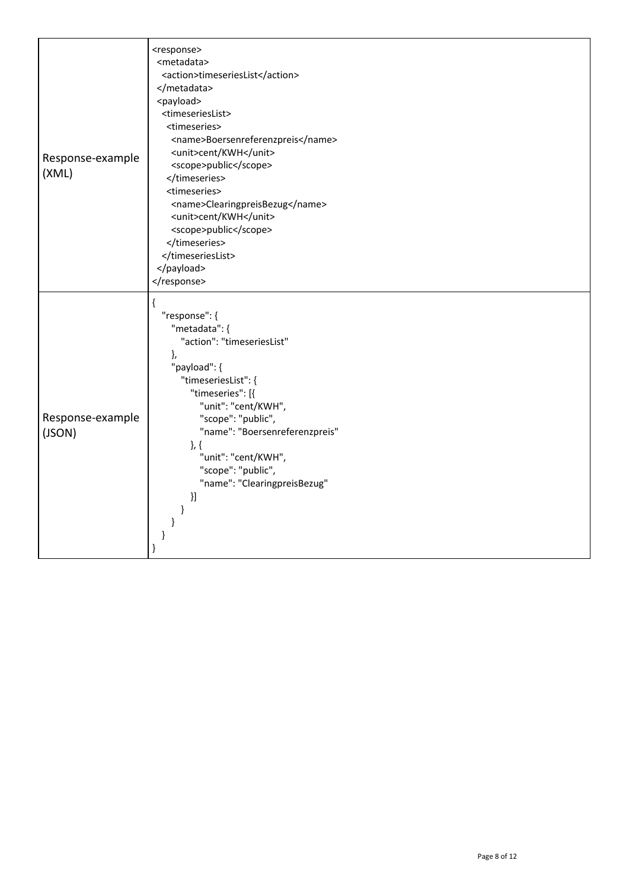| | |
|---|---|
| Response-example (XML) | `<response>`<br>`  <metadata>`<br>`    <action>timeseriesList</action>`<br>`  </metadata>`<br>`  <payload>`<br>`    <timeseriesList>`<br>`      <timeseries>`<br>`        <name>Boersenreferenzpreis</name>`<br>`        <unit>cent/KWH</unit>`<br>`        <scope>public</scope>`<br>`      </timeseries>`<br>`      <timeseries>`<br>`        <name>ClearingpreisBezug</name>`<br>`        <unit>cent/KWH</unit>`<br>`        <scope>public</scope>`<br>`      </timeseries>`<br>`    </timeseriesList>`<br>`  </payload>`<br>`</response>` |
| Response-example (JSON) | `{`<br>`  "response": {`<br>`    "metadata": {`<br>`      "action": "timeseriesList"`<br>`    },`<br>`    "payload": {`<br>`      "timeseriesList": {`<br>`        "timeseries": [{`<br>`          "unit": "cent/KWH",`<br>`          "scope": "public",`<br>`          "name": "Boersenreferenzpreis"`<br>`        }, {`<br>`          "unit": "cent/KWH",`<br>`          "scope": "public",`<br>`          "name": "ClearingpreisBezug"`<br>`        }]`<br>`      }`<br>`    }`<br>`  }`<br>`}` |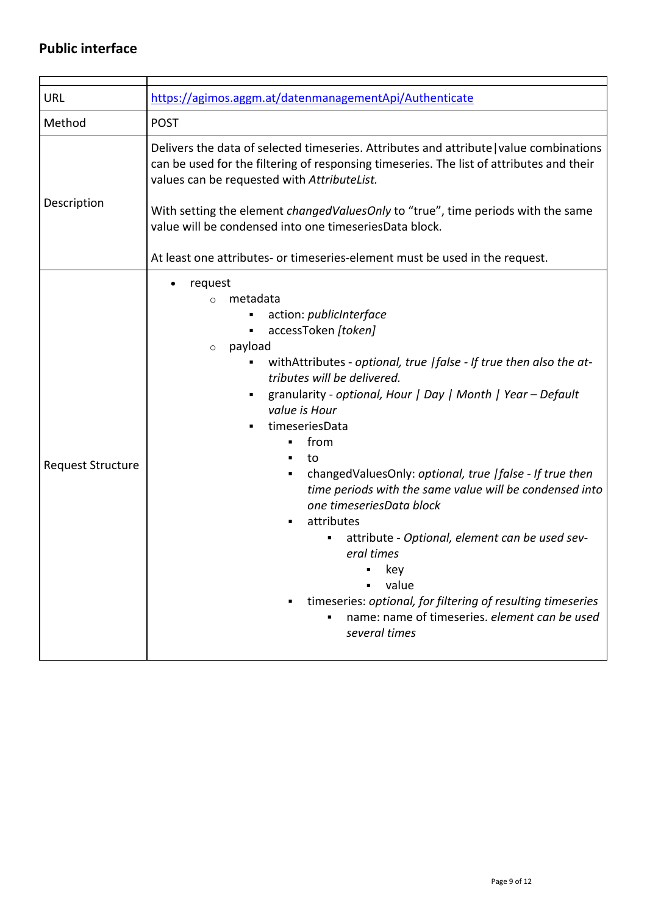## Public interface

| | |
|---|---|
| URL | https://agimos.aggm.at/datenmanagementApi/Authenticate |
| Method | POST |
| Description | Delivers the data of selected timeseries. Attributes and attribute\|value combinations can be used for the filtering of responsing timeseries. The list of attributes and their values can be requested with *AttributeList.*<br><br>With setting the element *changedValuesOnly* to "true", time periods with the same value will be condensed into one timeseriesData block.<br><br>At least one attributes- or timeseries-element must be used in the request. |
| Request Structure | • request<br>&nbsp;&nbsp;&nbsp;&nbsp;○ metadata<br>&nbsp;&nbsp;&nbsp;&nbsp;&nbsp;&nbsp;&nbsp;&nbsp;▪ action: *publicInterface*<br>&nbsp;&nbsp;&nbsp;&nbsp;&nbsp;&nbsp;&nbsp;&nbsp;▪ accessToken *[token]*<br>&nbsp;&nbsp;&nbsp;&nbsp;○ payload<br>&nbsp;&nbsp;&nbsp;&nbsp;&nbsp;&nbsp;&nbsp;&nbsp;▪ withAttributes - *optional, true \|false - If true then also the attributes will be delivered.*<br>&nbsp;&nbsp;&nbsp;&nbsp;&nbsp;&nbsp;&nbsp;&nbsp;▪ granularity - *optional, Hour \| Day \| Month \| Year – Default value is Hour*<br>&nbsp;&nbsp;&nbsp;&nbsp;&nbsp;&nbsp;&nbsp;&nbsp;▪ timeseriesData<br>&nbsp;&nbsp;&nbsp;&nbsp;&nbsp;&nbsp;&nbsp;&nbsp;&nbsp;&nbsp;&nbsp;&nbsp;▪ from<br>&nbsp;&nbsp;&nbsp;&nbsp;&nbsp;&nbsp;&nbsp;&nbsp;&nbsp;&nbsp;&nbsp;&nbsp;▪ to<br>&nbsp;&nbsp;&nbsp;&nbsp;&nbsp;&nbsp;&nbsp;&nbsp;&nbsp;&nbsp;&nbsp;&nbsp;▪ changedValuesOnly: *optional, true \|false - If true then time periods with the same value will be condensed into one timeseriesData block*<br>&nbsp;&nbsp;&nbsp;&nbsp;&nbsp;&nbsp;&nbsp;&nbsp;&nbsp;&nbsp;&nbsp;&nbsp;▪ attributes<br>&nbsp;&nbsp;&nbsp;&nbsp;&nbsp;&nbsp;&nbsp;&nbsp;&nbsp;&nbsp;&nbsp;&nbsp;&nbsp;&nbsp;&nbsp;&nbsp;▪ attribute - *Optional, element can be used several times*<br>&nbsp;&nbsp;&nbsp;&nbsp;&nbsp;&nbsp;&nbsp;&nbsp;&nbsp;&nbsp;&nbsp;&nbsp;&nbsp;&nbsp;&nbsp;&nbsp;&nbsp;&nbsp;&nbsp;&nbsp;▪ key<br>&nbsp;&nbsp;&nbsp;&nbsp;&nbsp;&nbsp;&nbsp;&nbsp;&nbsp;&nbsp;&nbsp;&nbsp;&nbsp;&nbsp;&nbsp;&nbsp;&nbsp;&nbsp;&nbsp;&nbsp;▪ value<br>&nbsp;&nbsp;&nbsp;&nbsp;&nbsp;&nbsp;&nbsp;&nbsp;&nbsp;&nbsp;&nbsp;&nbsp;▪ timeseries: *optional, for filtering of resulting timeseries*<br>&nbsp;&nbsp;&nbsp;&nbsp;&nbsp;&nbsp;&nbsp;&nbsp;&nbsp;&nbsp;&nbsp;&nbsp;&nbsp;&nbsp;&nbsp;&nbsp;▪ name: name of timeseries. *element can be used several times* |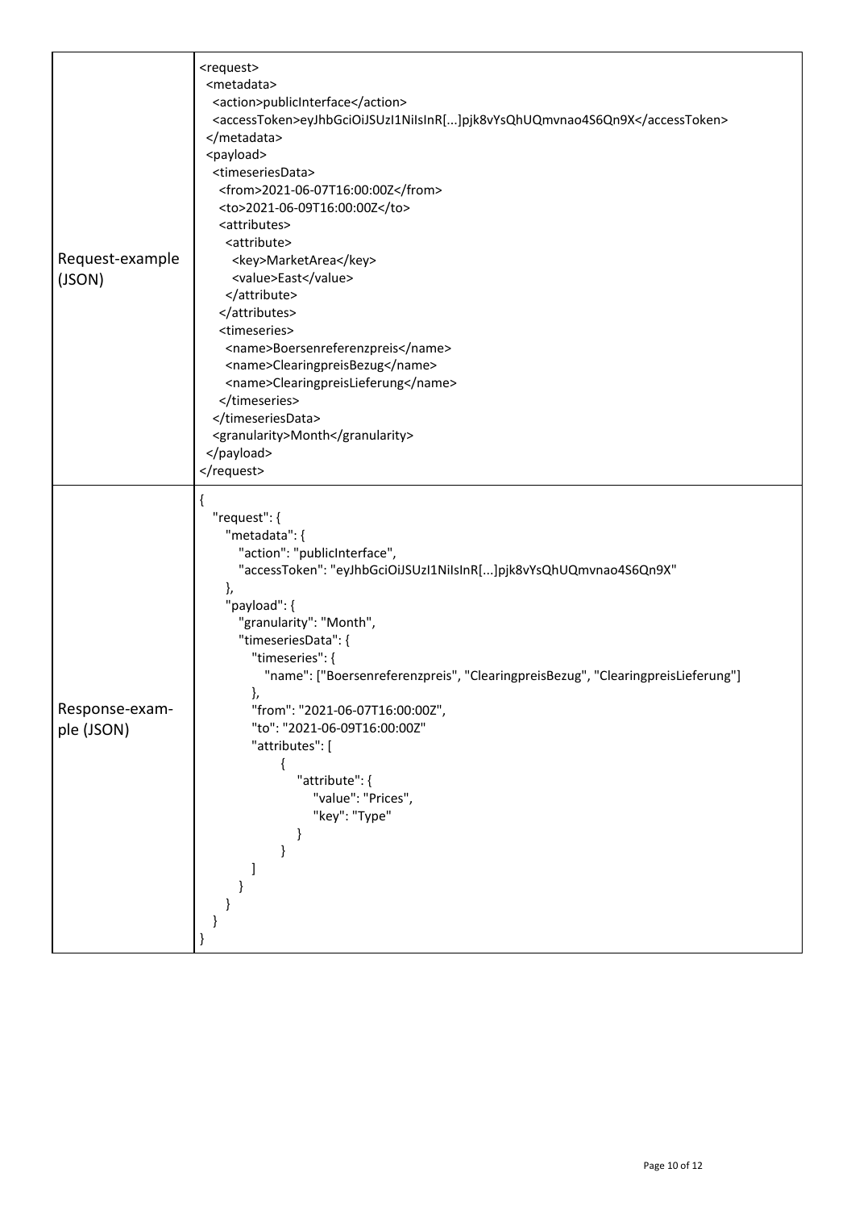| | |
|---|---|
| Request-example (JSON) | <pre>&lt;request&gt;<br>  &lt;metadata&gt;<br>    &lt;action&gt;publicInterface&lt;/action&gt;<br>    &lt;accessToken&gt;eyJhbGciOiJSUzI1NiIsInR[...]pjk8vYsQhUQmvnao4S6Qn9X&lt;/accessToken&gt;<br>  &lt;/metadata&gt;<br>  &lt;payload&gt;<br>    &lt;timeseriesData&gt;<br>      &lt;from&gt;2021-06-07T16:00:00Z&lt;/from&gt;<br>      &lt;to&gt;2021-06-09T16:00:00Z&lt;/to&gt;<br>      &lt;attributes&gt;<br>        &lt;attribute&gt;<br>          &lt;key&gt;MarketArea&lt;/key&gt;<br>          &lt;value&gt;East&lt;/value&gt;<br>        &lt;/attribute&gt;<br>      &lt;/attributes&gt;<br>      &lt;timeseries&gt;<br>        &lt;name&gt;Boersenreferenzpreis&lt;/name&gt;<br>        &lt;name&gt;ClearingpreisBezug&lt;/name&gt;<br>        &lt;name&gt;ClearingpreisLieferung&lt;/name&gt;<br>      &lt;/timeseries&gt;<br>    &lt;/timeseriesData&gt;<br>    &lt;granularity&gt;Month&lt;/granularity&gt;<br>  &lt;/payload&gt;<br>&lt;/request&gt;</pre> |
| Response-example (JSON) | <pre>{<br>  "request": {<br>    "metadata": {<br>      "action": "publicInterface",<br>      "accessToken": "eyJhbGciOiJSUzI1NiIsInR[...]pjk8vYsQhUQmvnao4S6Qn9X"<br>    },<br>    "payload": {<br>      "granularity": "Month",<br>      "timeseriesData": {<br>        "timeseries": {<br>          "name": ["Boersenreferenzpreis", "ClearingpreisBezug", "ClearingpreisLieferung"]<br>        },<br>        "from": "2021-06-07T16:00:00Z",<br>        "to": "2021-06-09T16:00:00Z"<br>        "attributes": [<br>          {<br>            "attribute": {<br>              "value": "Prices",<br>              "key": "Type"<br>            }<br>          }<br>        ]<br>      }<br>    }<br>  }<br>}</pre> |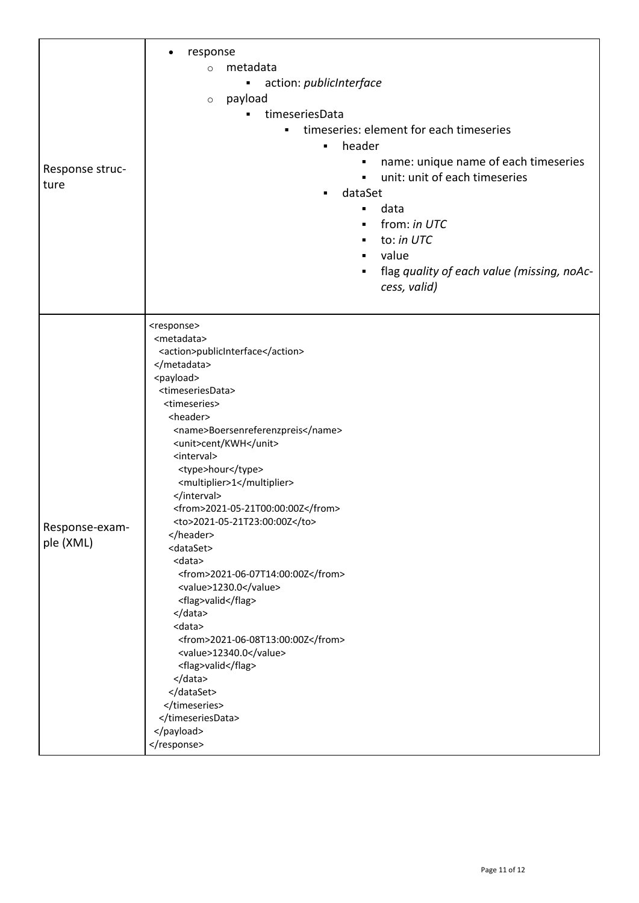| | |
|---|---|
| Response structure | • response<br>&nbsp;&nbsp;○ metadata<br>&nbsp;&nbsp;&nbsp;&nbsp;▪ action: *publicInterface*<br>&nbsp;&nbsp;○ payload<br>&nbsp;&nbsp;&nbsp;&nbsp;▪ timeseriesData<br>&nbsp;&nbsp;&nbsp;&nbsp;&nbsp;&nbsp;▪ timeseries: element for each timeseries<br>&nbsp;&nbsp;&nbsp;&nbsp;&nbsp;&nbsp;&nbsp;&nbsp;▪ header<br>&nbsp;&nbsp;&nbsp;&nbsp;&nbsp;&nbsp;&nbsp;&nbsp;&nbsp;&nbsp;▪ name: unique name of each timeseries<br>&nbsp;&nbsp;&nbsp;&nbsp;&nbsp;&nbsp;&nbsp;&nbsp;&nbsp;&nbsp;▪ unit: unit of each timeseries<br>&nbsp;&nbsp;&nbsp;&nbsp;&nbsp;&nbsp;&nbsp;&nbsp;▪ dataSet<br>&nbsp;&nbsp;&nbsp;&nbsp;&nbsp;&nbsp;&nbsp;&nbsp;&nbsp;&nbsp;▪ data<br>&nbsp;&nbsp;&nbsp;&nbsp;&nbsp;&nbsp;&nbsp;&nbsp;&nbsp;&nbsp;▪ from: *in UTC*<br>&nbsp;&nbsp;&nbsp;&nbsp;&nbsp;&nbsp;&nbsp;&nbsp;&nbsp;&nbsp;▪ to: *in UTC*<br>&nbsp;&nbsp;&nbsp;&nbsp;&nbsp;&nbsp;&nbsp;&nbsp;&nbsp;&nbsp;▪ value<br>&nbsp;&nbsp;&nbsp;&nbsp;&nbsp;&nbsp;&nbsp;&nbsp;&nbsp;&nbsp;▪ flag *quality of each value (missing, noAccess, valid)* |
| Response-example (XML) | See below |

```xml
<response>
 <metadata>
  <action>publicInterface</action>
 </metadata>
 <payload>
  <timeseriesData>
   <timeseries>
    <header>
     <name>Boersenreferenzpreis</name>
     <unit>cent/KWH</unit>
     <interval>
      <type>hour</type>
      <multiplier>1</multiplier>
     </interval>
     <from>2021-05-21T00:00:00Z</from>
     <to>2021-05-21T23:00:00Z</to>
    </header>
    <dataSet>
     <data>
      <from>2021-06-07T14:00:00Z</from>
      <value>1230.0</value>
      <flag>valid</flag>
     </data>
     <data>
      <from>2021-06-08T13:00:00Z</from>
      <value>12340.0</value>
      <flag>valid</flag>
     </data>
    </dataSet>
   </timeseries>
  </timeseriesData>
 </payload>
</response>
```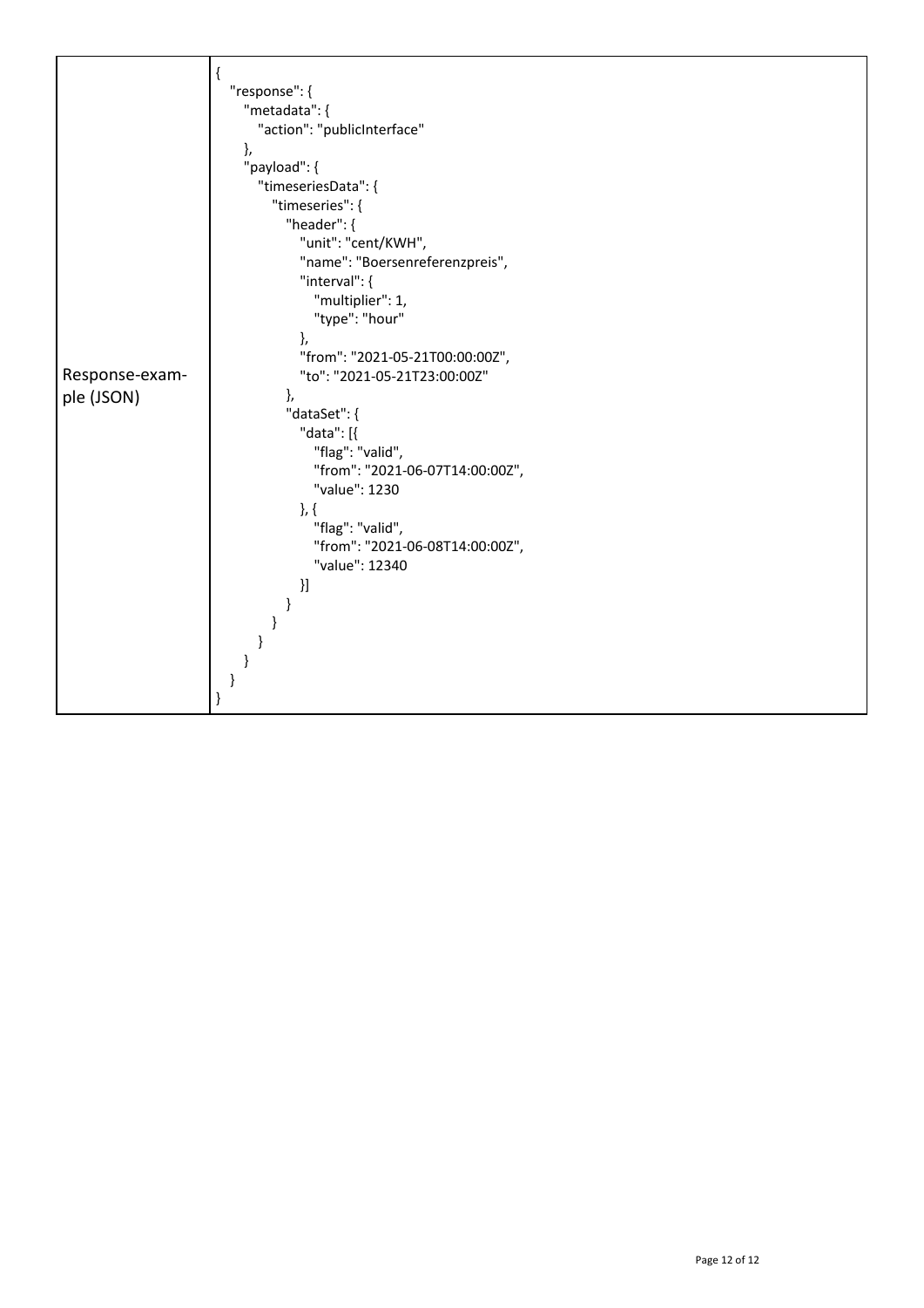| | |
|---|---|
| Response-example (JSON) | ```{ "response": { "metadata": { "action": "publicInterface" }, "payload": { "timeseriesData": { "timeseries": { "header": { "unit": "cent/KWH", "name": "Boersenreferenzpreis", "interval": { "multiplier": 1, "type": "hour" }, "from": "2021-05-21T00:00:00Z", "to": "2021-05-21T23:00:00Z" }, "dataSet": { "data": [{ "flag": "valid", "from": "2021-06-07T14:00:00Z", "value": 1230 }, { "flag": "valid", "from": "2021-06-08T14:00:00Z", "value": 12340 }] } } } } } }``` |

```
{
   "response": {
      "metadata": {
         "action": "publicInterface"
      },
      "payload": {
         "timeseriesData": {
            "timeseries": {
               "header": {
                  "unit": "cent/KWH",
                  "name": "Boersenreferenzpreis",
                  "interval": {
                     "multiplier": 1,
                     "type": "hour"
                  },
                  "from": "2021-05-21T00:00:00Z",
                  "to": "2021-05-21T23:00:00Z"
               },
               "dataSet": {
                  "data": [{
                     "flag": "valid",
                     "from": "2021-06-07T14:00:00Z",
                     "value": 1230
                  }, {
                     "flag": "valid",
                     "from": "2021-06-08T14:00:00Z",
                     "value": 12340
                  }]
               }
            }
         }
      }
   }
}
```